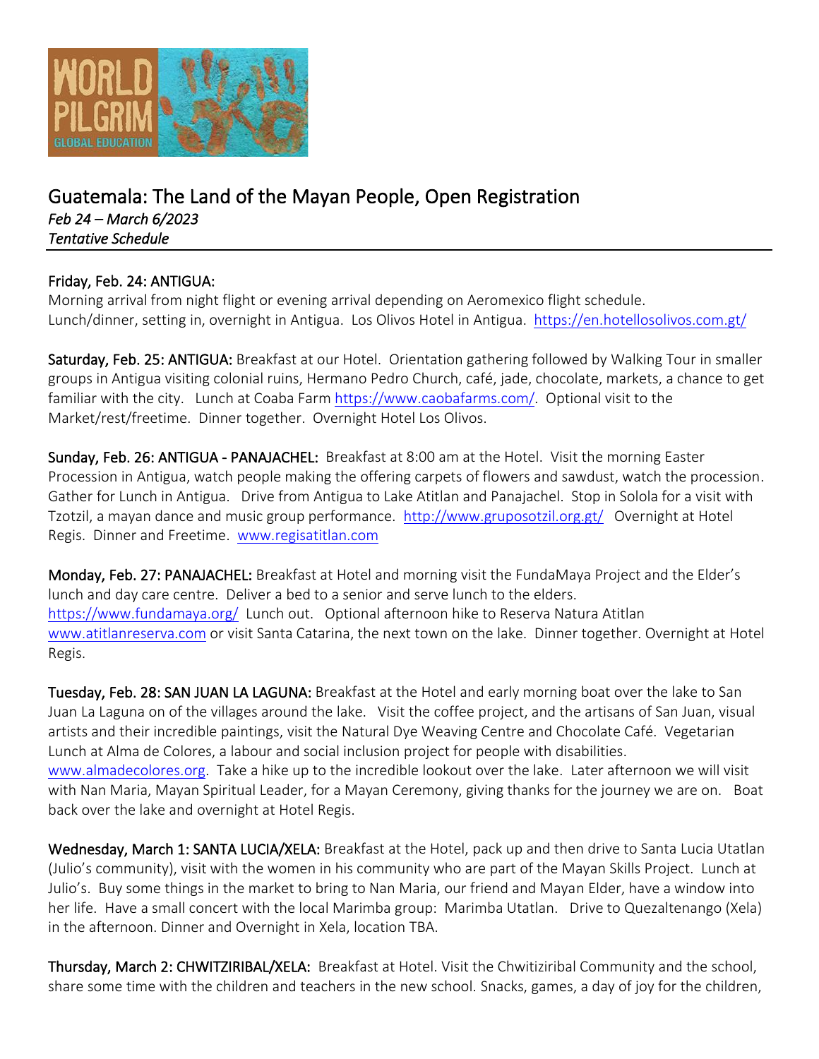# Guatemala: The Land of the Mayan People, Open Registration

*Feb 24 – March 6/2023*
*Tentative Schedule*

---

**Friday, Feb. 24: ANTIGUA:**
Morning arrival from night flight or evening arrival depending on Aeromexico flight schedule.
Lunch/dinner, setting in, overnight in Antigua. Los Olivos Hotel in Antigua. https://en.hotellosolivos.com.gt/

**Saturday, Feb. 25: ANTIGUA:** Breakfast at our Hotel. Orientation gathering followed by Walking Tour in smaller groups in Antigua visiting colonial ruins, Hermano Pedro Church, café, jade, chocolate, markets, a chance to get familiar with the city. Lunch at Coaba Farm https://www.caobafarms.com/. Optional visit to the Market/rest/freetime. Dinner together. Overnight Hotel Los Olivos.

**Sunday, Feb. 26: ANTIGUA - PANAJACHEL:** Breakfast at 8:00 am at the Hotel. Visit the morning Easter Procession in Antigua, watch people making the offering carpets of flowers and sawdust, watch the procession. Gather for Lunch in Antigua. Drive from Antigua to Lake Atitlan and Panajachel. Stop in Solola for a visit with Tzotzil, a mayan dance and music group performance. http://www.gruposotzil.org.gt/ Overnight at Hotel Regis. Dinner and Freetime. www.regisatitlan.com

**Monday, Feb. 27: PANAJACHEL:** Breakfast at Hotel and morning visit the FundaMaya Project and the Elder's lunch and day care centre. Deliver a bed to a senior and serve lunch to the elders. https://www.fundamaya.org/ Lunch out. Optional afternoon hike to Reserva Natura Atitlan www.atitlanreserva.com or visit Santa Catarina, the next town on the lake. Dinner together. Overnight at Hotel Regis.

**Tuesday, Feb. 28: SAN JUAN LA LAGUNA:** Breakfast at the Hotel and early morning boat over the lake to San Juan La Laguna on of the villages around the lake. Visit the coffee project, and the artisans of San Juan, visual artists and their incredible paintings, visit the Natural Dye Weaving Centre and Chocolate Café. Vegetarian Lunch at Alma de Colores, a labour and social inclusion project for people with disabilities. www.almadecolores.org. Take a hike up to the incredible lookout over the lake. Later afternoon we will visit with Nan Maria, Mayan Spiritual Leader, for a Mayan Ceremony, giving thanks for the journey we are on. Boat back over the lake and overnight at Hotel Regis.

**Wednesday, March 1: SANTA LUCIA/XELA:** Breakfast at the Hotel, pack up and then drive to Santa Lucia Utatlan (Julio's community), visit with the women in his community who are part of the Mayan Skills Project. Lunch at Julio's. Buy some things in the market to bring to Nan Maria, our friend and Mayan Elder, have a window into her life. Have a small concert with the local Marimba group: Marimba Utatlan. Drive to Quezaltenango (Xela) in the afternoon. Dinner and Overnight in Xela, location TBA.

**Thursday, March 2: CHWITZIRIBAL/XELA:** Breakfast at Hotel. Visit the Chwitiziribal Community and the school, share some time with the children and teachers in the new school. Snacks, games, a day of joy for the children,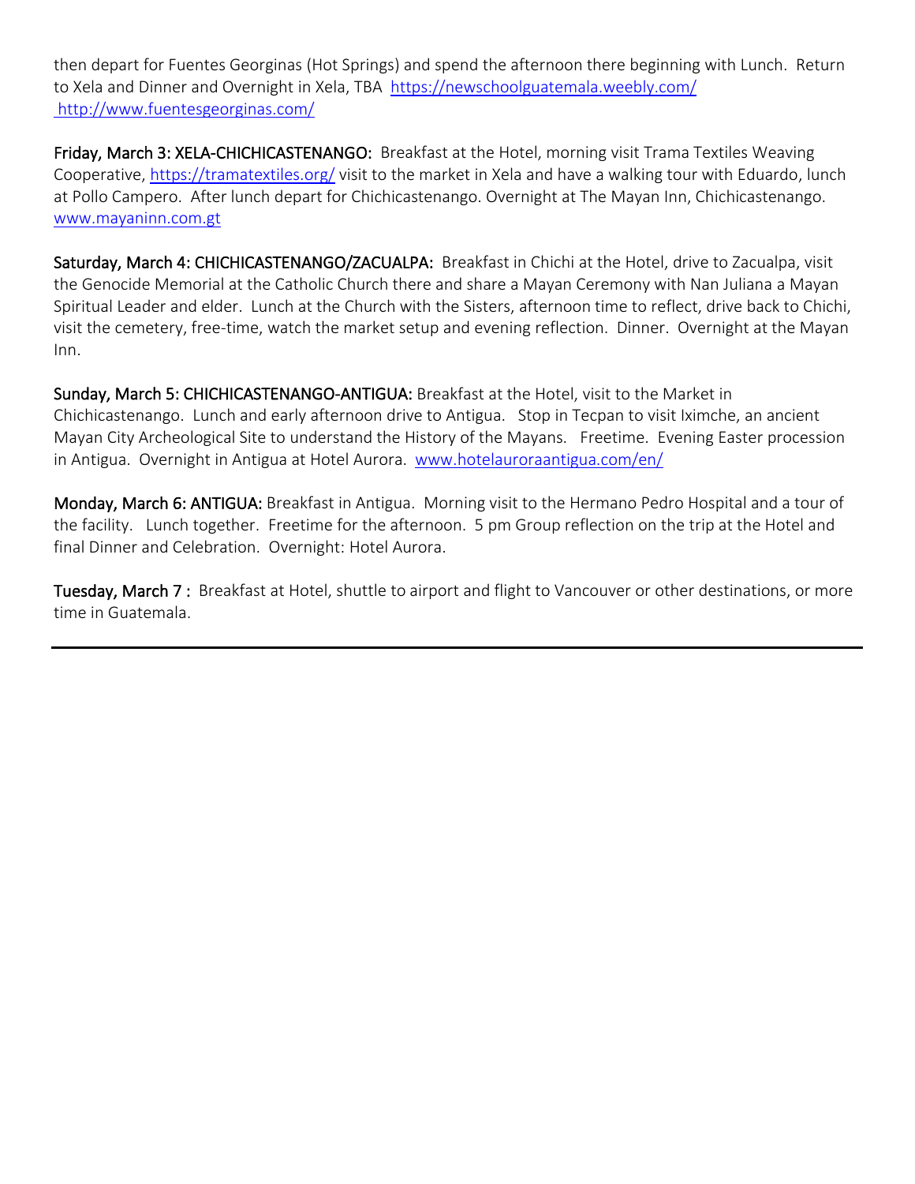then depart for Fuentes Georginas (Hot Springs) and spend the afternoon there beginning with Lunch. Return to Xela and Dinner and Overnight in Xela, TBA https://newschoolguatemala.weebly.com/ http://www.fuentesgeorginas.com/

**Friday, March 3: XELA-CHICHICASTENANGO:** Breakfast at the Hotel, morning visit Trama Textiles Weaving Cooperative, https://tramatextiles.org/ visit to the market in Xela and have a walking tour with Eduardo, lunch at Pollo Campero. After lunch depart for Chichicastenango. Overnight at The Mayan Inn, Chichicastenango. www.mayaninn.com.gt

**Saturday, March 4: CHICHICASTENANGO/ZACUALPA:** Breakfast in Chichi at the Hotel, drive to Zacualpa, visit the Genocide Memorial at the Catholic Church there and share a Mayan Ceremony with Nan Juliana a Mayan Spiritual Leader and elder. Lunch at the Church with the Sisters, afternoon time to reflect, drive back to Chichi, visit the cemetery, free-time, watch the market setup and evening reflection. Dinner. Overnight at the Mayan Inn.

**Sunday, March 5: CHICHICASTENANGO-ANTIGUA:** Breakfast at the Hotel, visit to the Market in Chichicastenango. Lunch and early afternoon drive to Antigua. Stop in Tecpan to visit Iximche, an ancient Mayan City Archeological Site to understand the History of the Mayans. Freetime. Evening Easter procession in Antigua. Overnight in Antigua at Hotel Aurora. www.hotelauroraantigua.com/en/

**Monday, March 6: ANTIGUA:** Breakfast in Antigua. Morning visit to the Hermano Pedro Hospital and a tour of the facility. Lunch together. Freetime for the afternoon. 5 pm Group reflection on the trip at the Hotel and final Dinner and Celebration. Overnight: Hotel Aurora.

**Tuesday, March 7 :** Breakfast at Hotel, shuttle to airport and flight to Vancouver or other destinations, or more time in Guatemala.

---